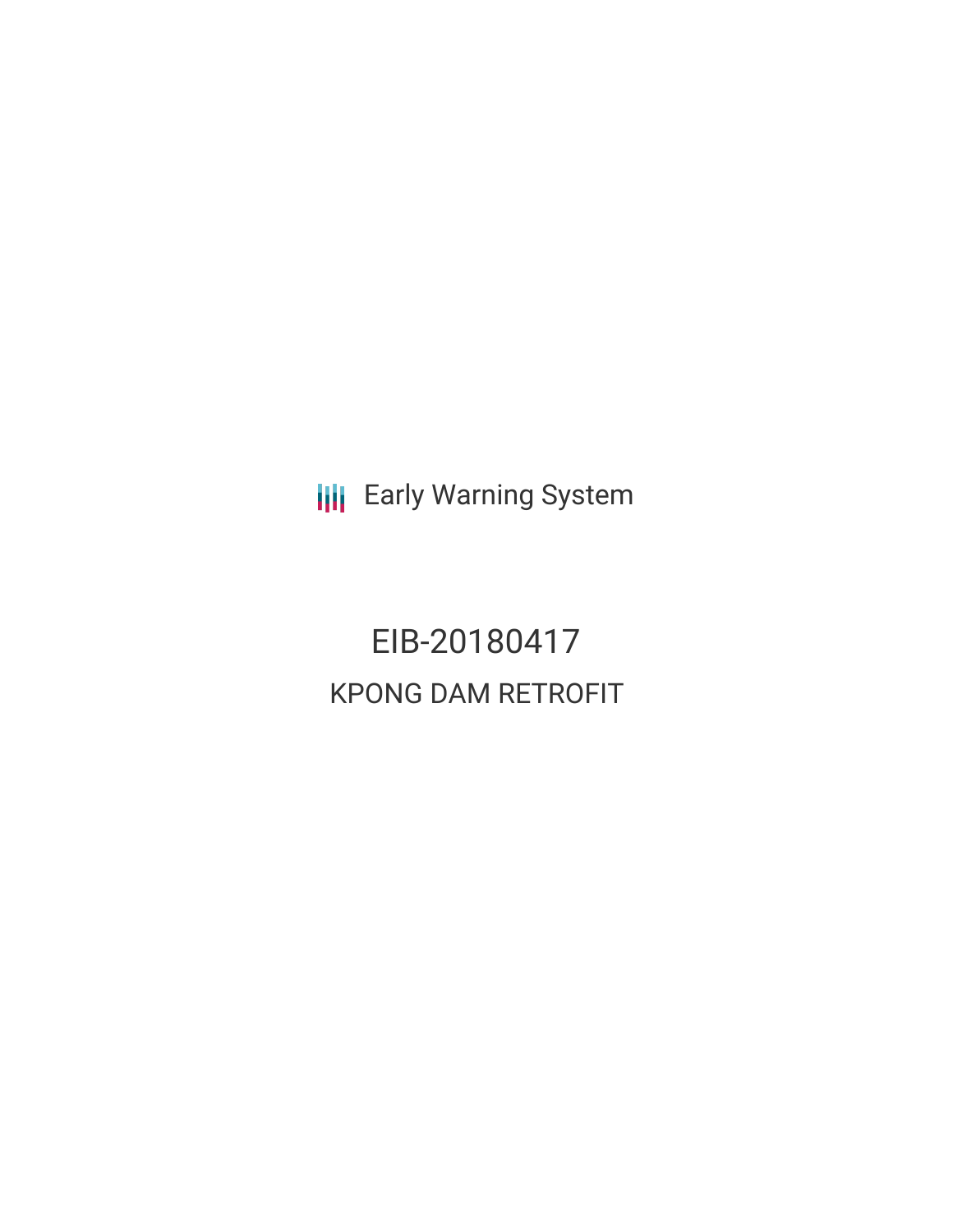Early Warning System

# EIB-20180417

## KPONG DAM RETROFIT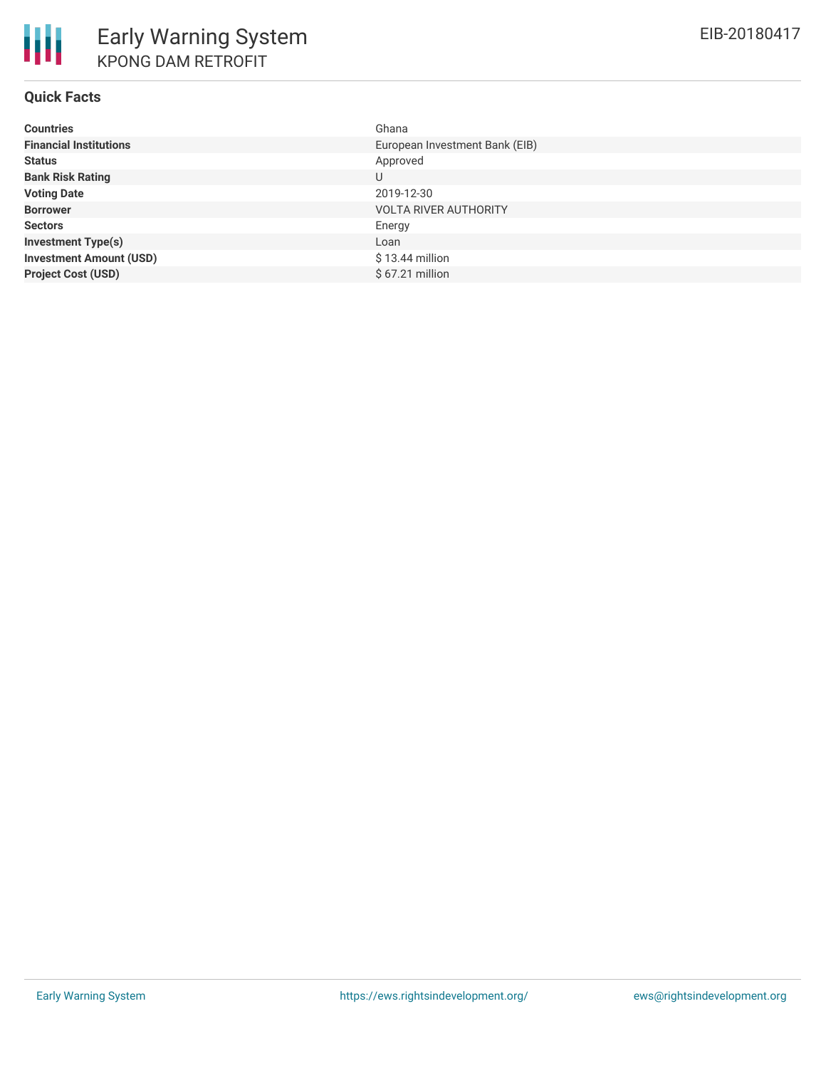# Early Warning System

## KPONG DAM RETROFIT

EIB-20180417

### Quick Facts

| | |
|---|---|
| **Countries** | Ghana |
| **Financial Institutions** | European Investment Bank (EIB) |
| **Status** | Approved |
| **Bank Risk Rating** | U |
| **Voting Date** | 2019-12-30 |
| **Borrower** | VOLTA RIVER AUTHORITY |
| **Sectors** | Energy |
| **Investment Type(s)** | Loan |
| **Investment Amount (USD)** | $ 13.44 million |
| **Project Cost (USD)** | $ 67.21 million |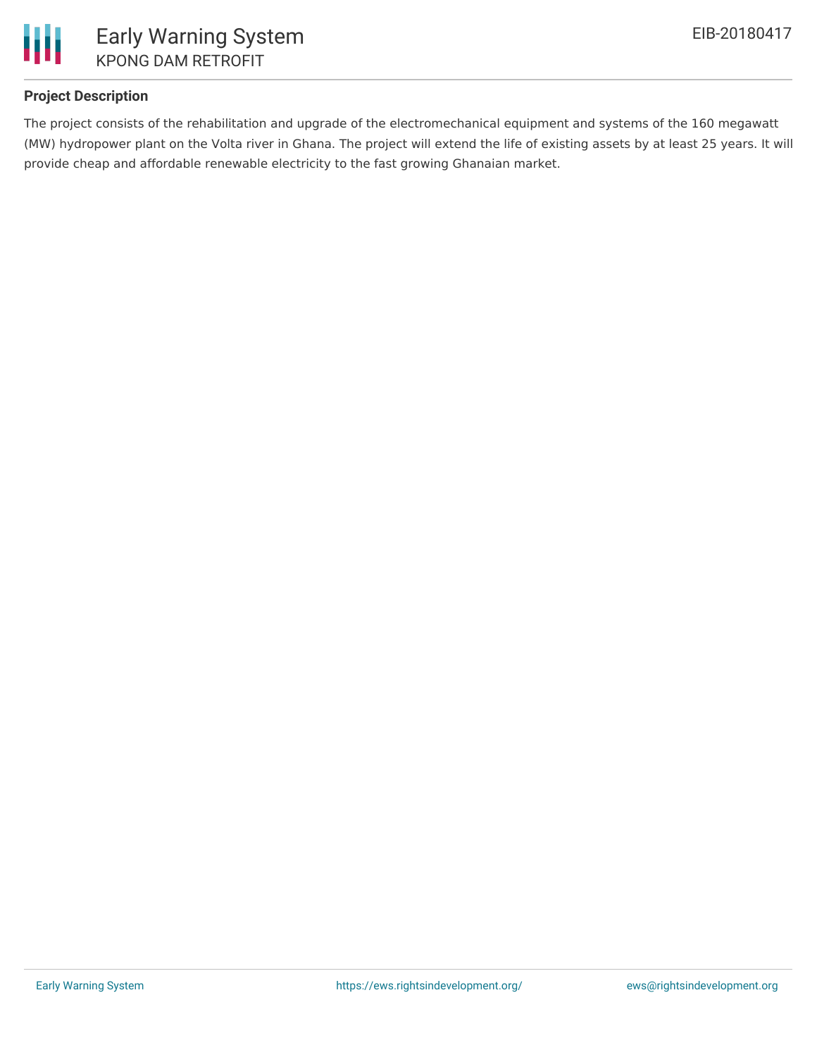## Project Description

The project consists of the rehabilitation and upgrade of the electromechanical equipment and systems of the 160 megawatt (MW) hydropower plant on the Volta river in Ghana. The project will extend the life of existing assets by at least 25 years. It will provide cheap and affordable renewable electricity to the fast growing Ghanaian market.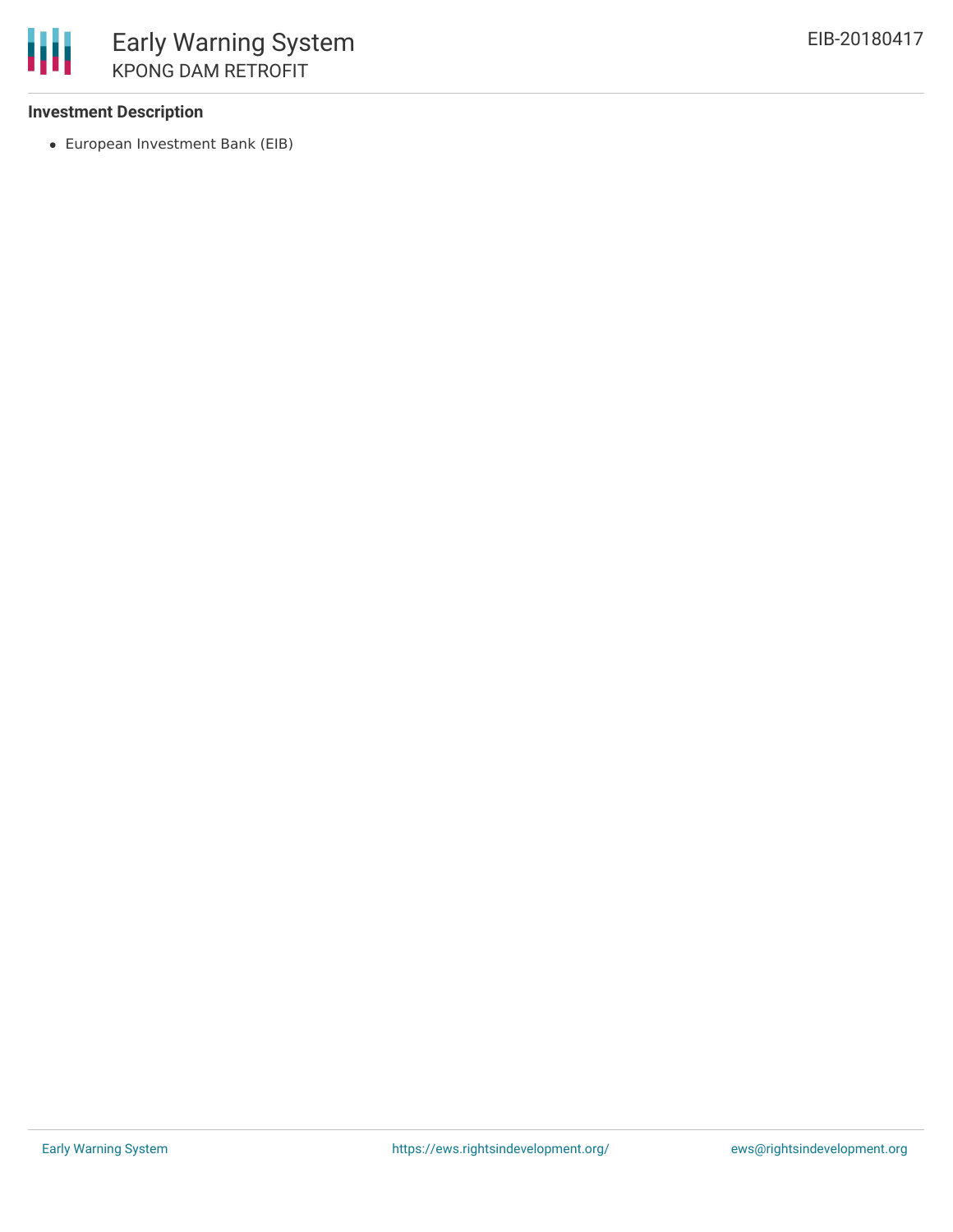**Investment Description**

- European Investment Bank (EIB)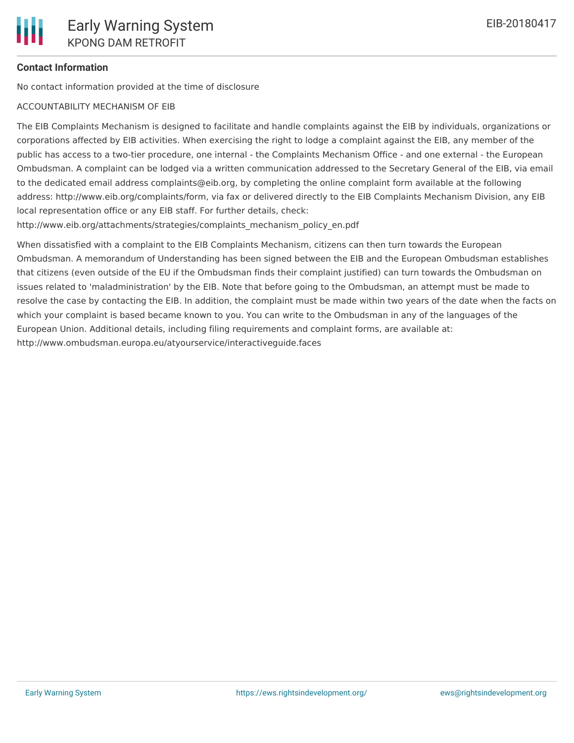**Contact Information**

No contact information provided at the time of disclosure

ACCOUNTABILITY MECHANISM OF EIB

The EIB Complaints Mechanism is designed to facilitate and handle complaints against the EIB by individuals, organizations or corporations affected by EIB activities. When exercising the right to lodge a complaint against the EIB, any member of the public has access to a two-tier procedure, one internal - the Complaints Mechanism Office - and one external - the European Ombudsman. A complaint can be lodged via a written communication addressed to the Secretary General of the EIB, via email to the dedicated email address complaints@eib.org, by completing the online complaint form available at the following address: http://www.eib.org/complaints/form, via fax or delivered directly to the EIB Complaints Mechanism Division, any EIB local representation office or any EIB staff. For further details, check: http://www.eib.org/attachments/strategies/complaints_mechanism_policy_en.pdf

When dissatisfied with a complaint to the EIB Complaints Mechanism, citizens can then turn towards the European Ombudsman. A memorandum of Understanding has been signed between the EIB and the European Ombudsman establishes that citizens (even outside of the EU if the Ombudsman finds their complaint justified) can turn towards the Ombudsman on issues related to 'maladministration' by the EIB. Note that before going to the Ombudsman, an attempt must be made to resolve the case by contacting the EIB. In addition, the complaint must be made within two years of the date when the facts on which your complaint is based became known to you. You can write to the Ombudsman in any of the languages of the European Union. Additional details, including filing requirements and complaint forms, are available at: http://www.ombudsman.europa.eu/atyourservice/interactiveguide.faces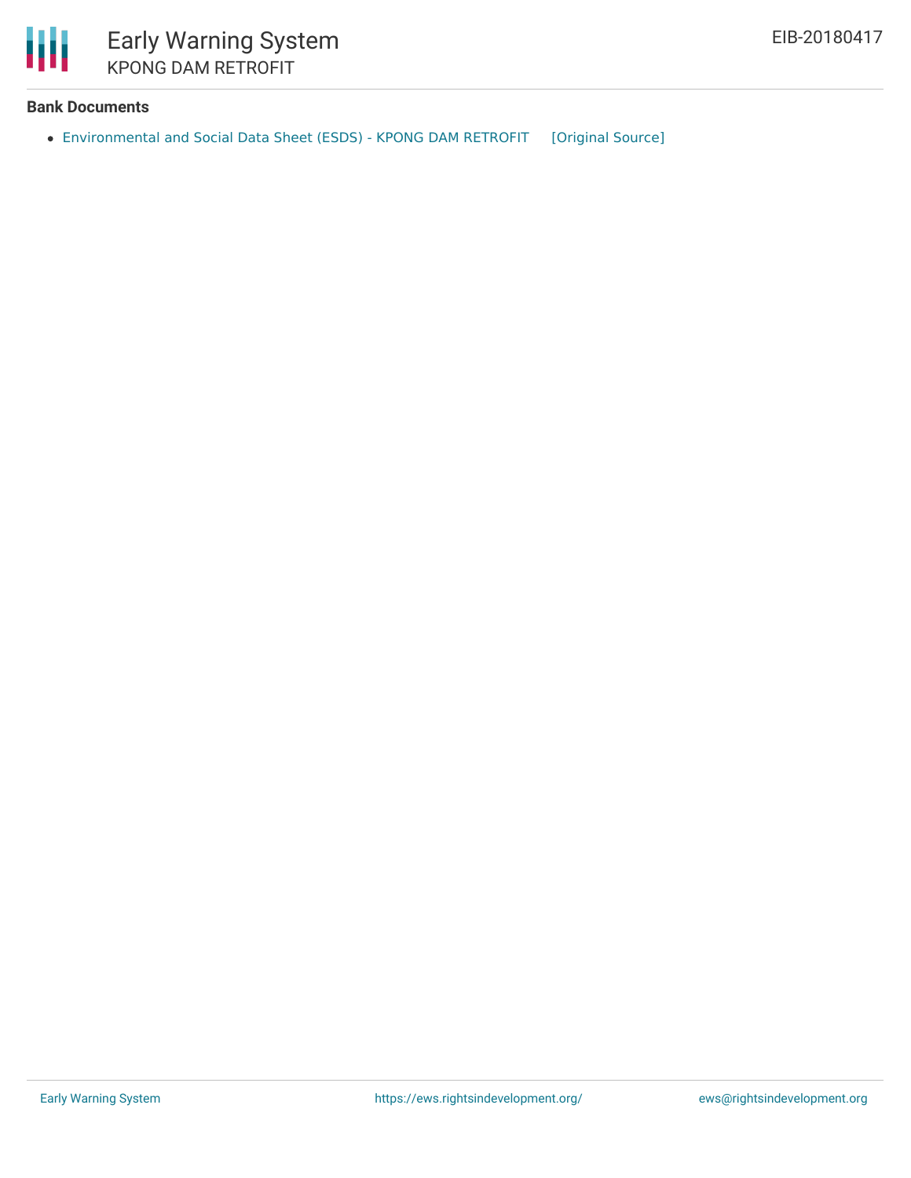**Bank Documents**

- Environmental and Social Data Sheet (ESDS) - KPONG DAM RETROFIT [Original Source]